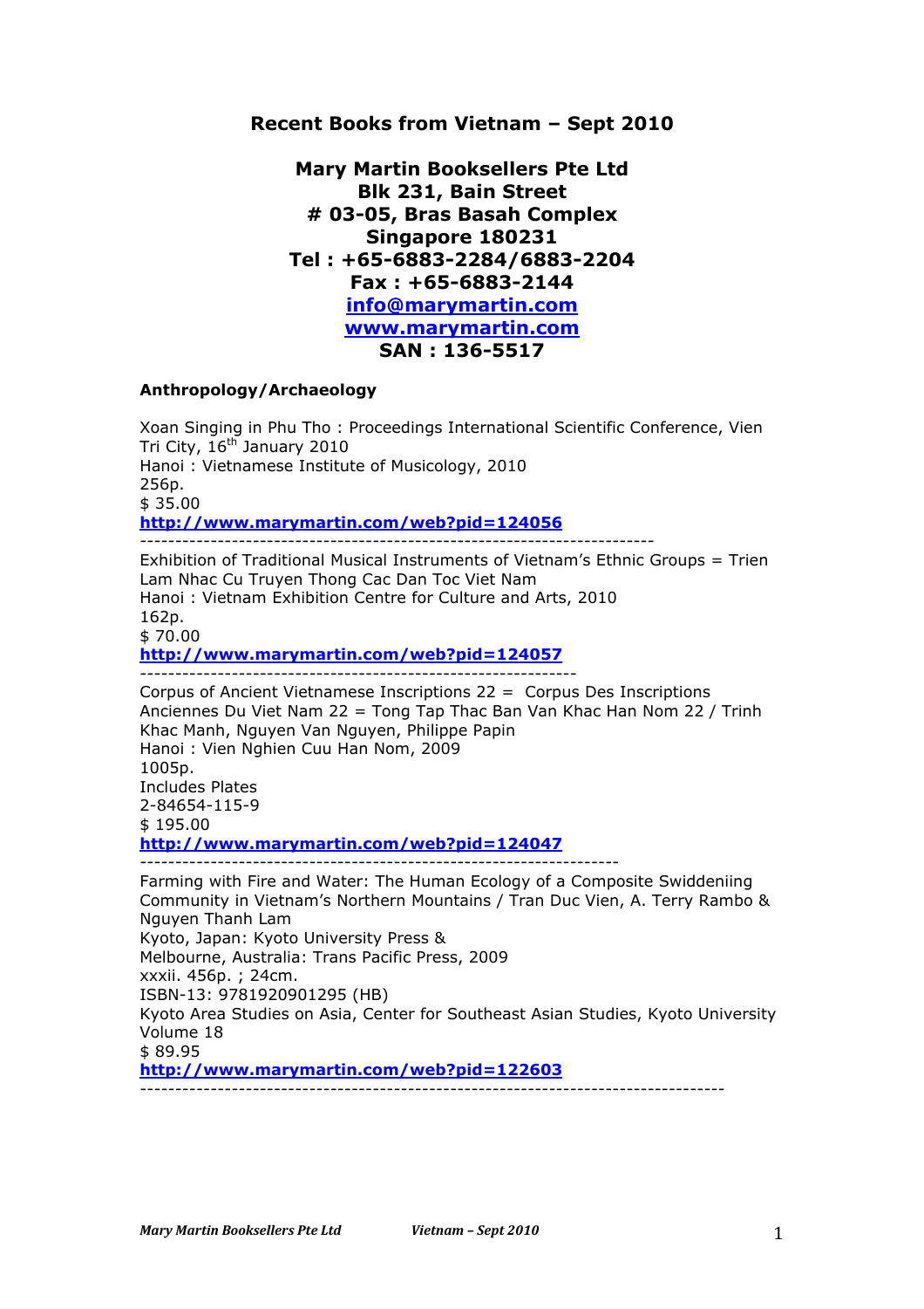# Recent Books from Vietnam – Sept 2010

**Mary Martin Booksellers Pte Ltd**
**Blk 231, Bain Street**
**# 03-05, Bras Basah Complex**
**Singapore 180231**
**Tel : +65-6883-2284/6883-2204**
**Fax : +65-6883-2144**
**info@marymartin.com**
**www.marymartin.com**
**SAN : 136-5517**

## Anthropology/Archaeology

Xoan Singing in Phu Tho : Proceedings International Scientific Conference, Vien Tri City, 16th January 2010
Hanoi : Vietnamese Institute of Musicology, 2010
256p.
$ 35.00
**http://www.marymartin.com/web?pid=124056**

---

Exhibition of Traditional Musical Instruments of Vietnam's Ethnic Groups = Trien Lam Nhac Cu Truyen Thong Cac Dan Toc Viet Nam
Hanoi : Vietnam Exhibition Centre for Culture and Arts, 2010
162p.
$ 70.00
**http://www.marymartin.com/web?pid=124057**

---

Corpus of Ancient Vietnamese Inscriptions 22 = Corpus Des Inscriptions Anciennes Du Viet Nam 22 = Tong Tap Thac Ban Van Khac Han Nom 22 / Trinh Khac Manh, Nguyen Van Nguyen, Philippe Papin
Hanoi : Vien Nghien Cuu Han Nom, 2009
1005p.
Includes Plates
2-84654-115-9
$ 195.00
**http://www.marymartin.com/web?pid=124047**

---

Farming with Fire and Water: The Human Ecology of a Composite Swiddeniing Community in Vietnam's Northern Mountains / Tran Duc Vien, A. Terry Rambo & Nguyen Thanh Lam
Kyoto, Japan: Kyoto University Press &
Melbourne, Australia: Trans Pacific Press, 2009
xxxii. 456p. ; 24cm.
ISBN-13: 9781920901295 (HB)
Kyoto Area Studies on Asia, Center for Southeast Asian Studies, Kyoto University Volume 18
$ 89.95
**http://www.marymartin.com/web?pid=122603**

---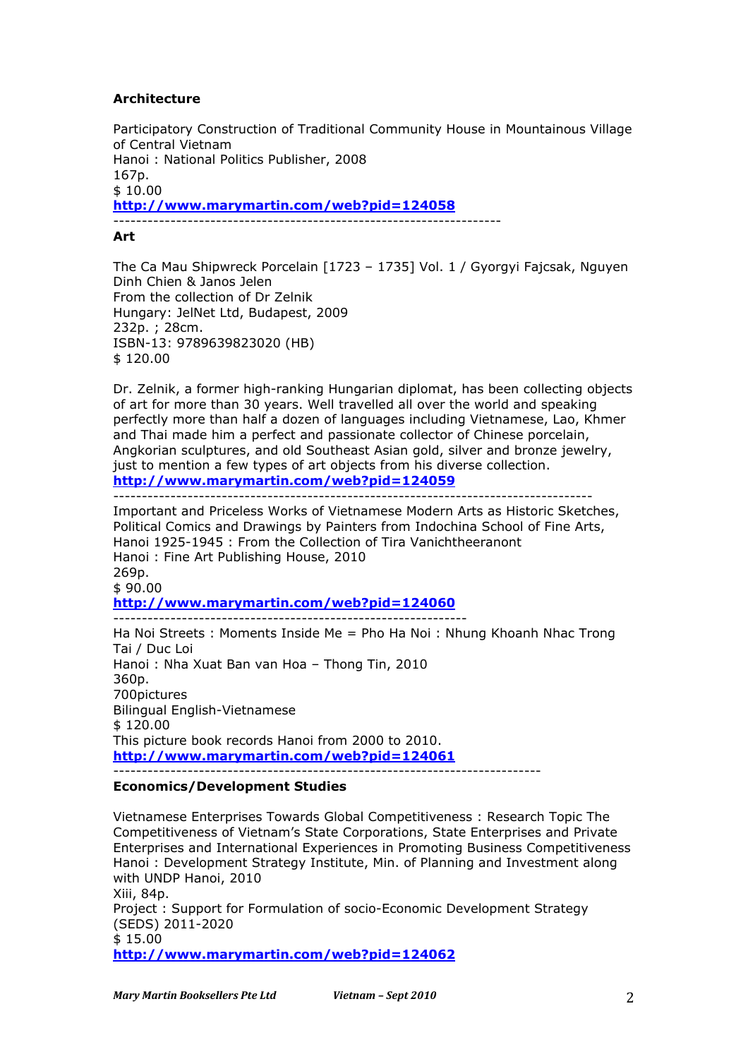### Architecture

Participatory Construction of Traditional Community House in Mountainous Village of Central Vietnam
Hanoi : National Politics Publisher, 2008
167p.
$ 10.00
**http://www.marymartin.com/web?pid=124058**

---

### Art

The Ca Mau Shipwreck Porcelain [1723 – 1735] Vol. 1 / Gyorgyi Fajcsak, Nguyen Dinh Chien & Janos Jelen
From the collection of Dr Zelnik
Hungary: JelNet Ltd, Budapest, 2009
232p. ; 28cm.
ISBN-13: 9789639823020 (HB)
$ 120.00

Dr. Zelnik, a former high-ranking Hungarian diplomat, has been collecting objects of art for more than 30 years. Well travelled all over the world and speaking perfectly more than half a dozen of languages including Vietnamese, Lao, Khmer and Thai made him a perfect and passionate collector of Chinese porcelain, Angkorian sculptures, and old Southeast Asian gold, silver and bronze jewelry, just to mention a few types of art objects from his diverse collection.
**http://www.marymartin.com/web?pid=124059**

---

Important and Priceless Works of Vietnamese Modern Arts as Historic Sketches, Political Comics and Drawings by Painters from Indochina School of Fine Arts, Hanoi 1925-1945 : From the Collection of Tira Vanichtheeranont
Hanoi : Fine Art Publishing House, 2010
269p.
$ 90.00
**http://www.marymartin.com/web?pid=124060**

---

Ha Noi Streets : Moments Inside Me = Pho Ha Noi : Nhung Khoanh Nhac Trong Tai / Duc Loi
Hanoi : Nha Xuat Ban van Hoa – Thong Tin, 2010
360p.
700pictures
Bilingual English-Vietnamese
$ 120.00
This picture book records Hanoi from 2000 to 2010.
**http://www.marymartin.com/web?pid=124061**

---

### Economics/Development Studies

Vietnamese Enterprises Towards Global Competitiveness : Research Topic The Competitiveness of Vietnam's State Corporations, State Enterprises and Private Enterprises and International Experiences in Promoting Business Competitiveness
Hanoi : Development Strategy Institute, Min. of Planning and Investment along with UNDP Hanoi, 2010
Xiii, 84p.
Project : Support for Formulation of socio-Economic Development Strategy (SEDS) 2011-2020
$ 15.00
**http://www.marymartin.com/web?pid=124062**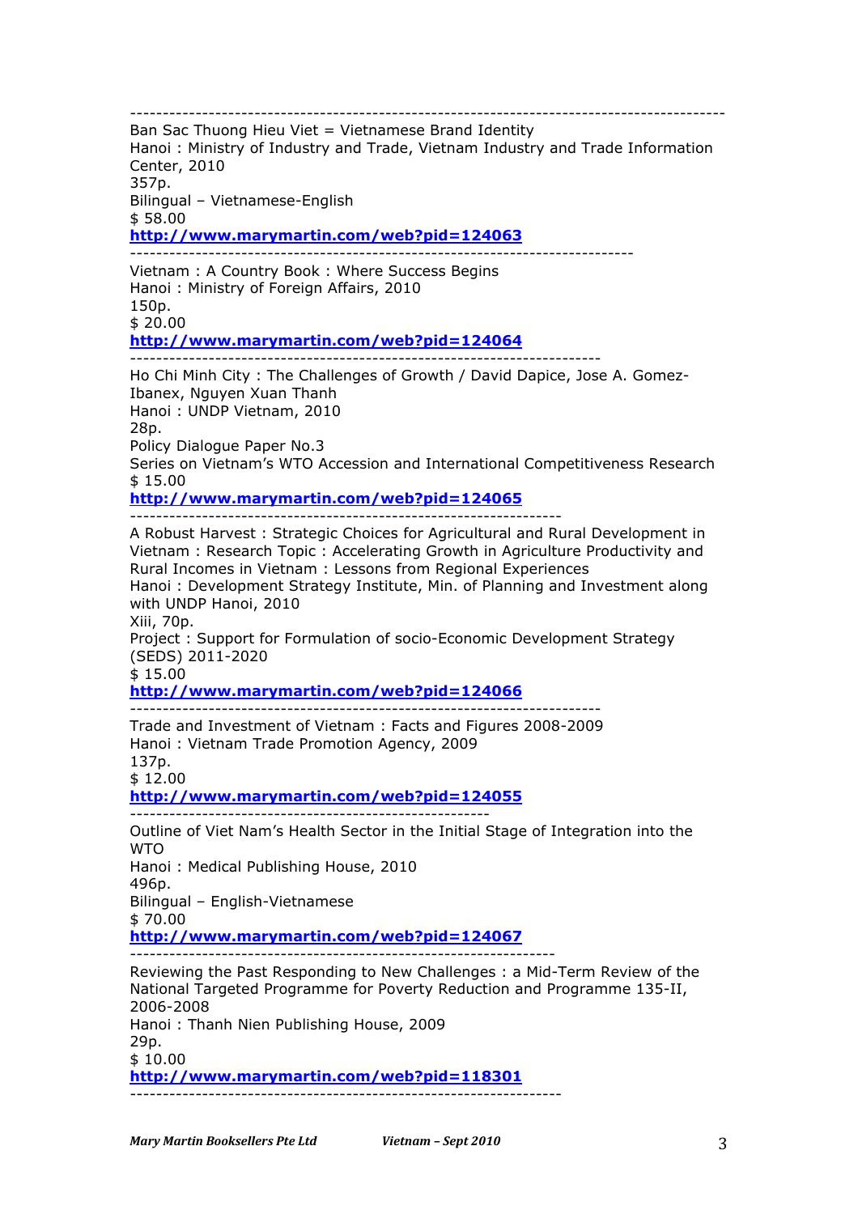---

Ban Sac Thuong Hieu Viet = Vietnamese Brand Identity
Hanoi : Ministry of Industry and Trade, Vietnam Industry and Trade Information Center, 2010
357p.
Bilingual – Vietnamese-English
$ 58.00
**http://www.marymartin.com/web?pid=124063**

---

Vietnam : A Country Book : Where Success Begins
Hanoi : Ministry of Foreign Affairs, 2010
150p.
$ 20.00
**http://www.marymartin.com/web?pid=124064**

---

Ho Chi Minh City : The Challenges of Growth / David Dapice, Jose A. Gomez-Ibanex, Nguyen Xuan Thanh
Hanoi : UNDP Vietnam, 2010
28p.
Policy Dialogue Paper No.3
Series on Vietnam's WTO Accession and International Competitiveness Research
$ 15.00
**http://www.marymartin.com/web?pid=124065**

---

A Robust Harvest : Strategic Choices for Agricultural and Rural Development in Vietnam : Research Topic : Accelerating Growth in Agriculture Productivity and Rural Incomes in Vietnam : Lessons from Regional Experiences
Hanoi : Development Strategy Institute, Min. of Planning and Investment along with UNDP Hanoi, 2010
Xiii, 70p.
Project : Support for Formulation of socio-Economic Development Strategy (SEDS) 2011-2020
$ 15.00
**http://www.marymartin.com/web?pid=124066**

---

Trade and Investment of Vietnam : Facts and Figures 2008-2009
Hanoi : Vietnam Trade Promotion Agency, 2009
137p.
$ 12.00
**http://www.marymartin.com/web?pid=124055**

---

Outline of Viet Nam's Health Sector in the Initial Stage of Integration into the WTO
Hanoi : Medical Publishing House, 2010
496p.
Bilingual – English-Vietnamese
$ 70.00
**http://www.marymartin.com/web?pid=124067**

---

Reviewing the Past Responding to New Challenges : a Mid-Term Review of the National Targeted Programme for Poverty Reduction and Programme 135-II, 2006-2008
Hanoi : Thanh Nien Publishing House, 2009
29p.
$ 10.00
**http://www.marymartin.com/web?pid=118301**

---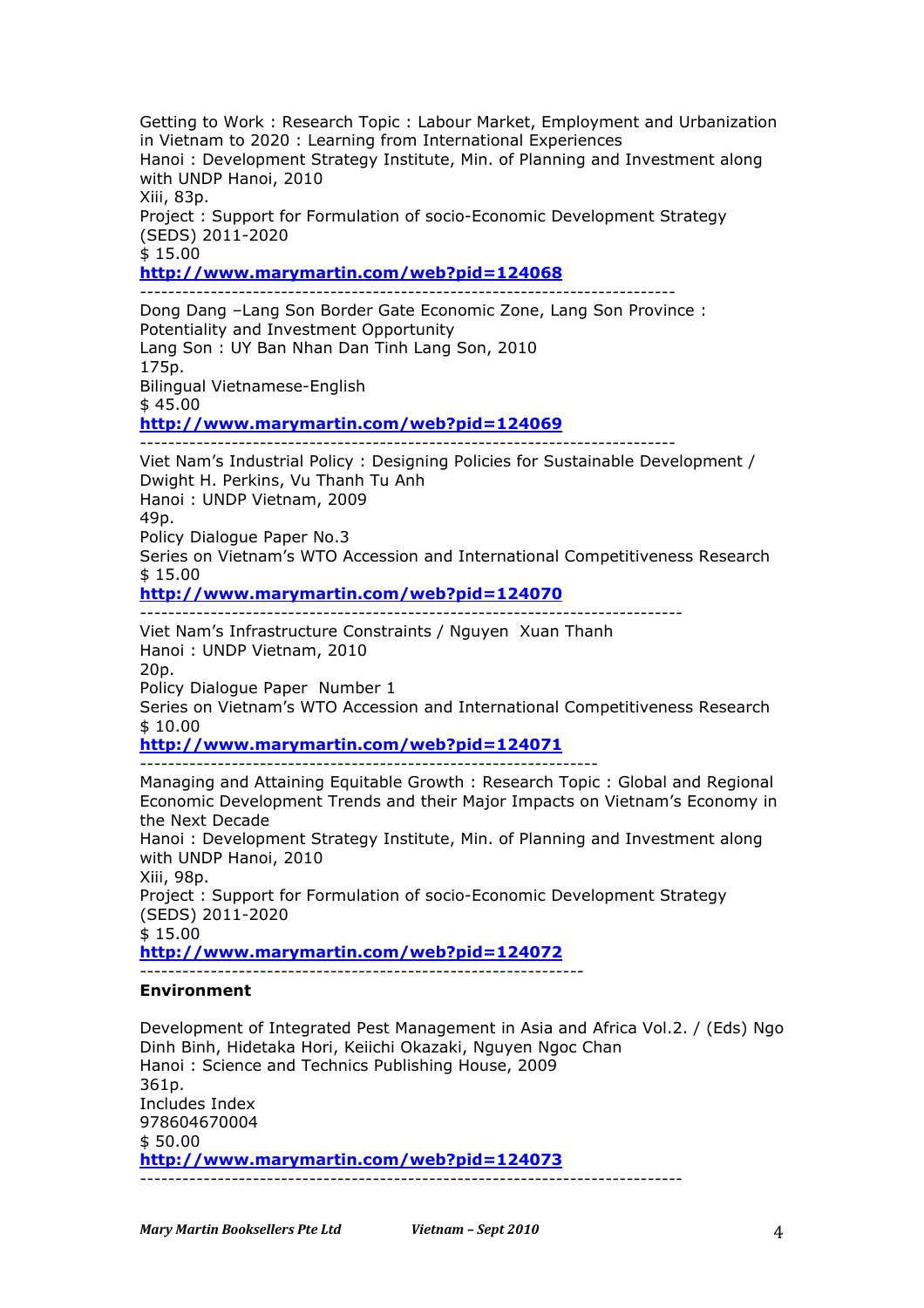Getting to Work : Research Topic : Labour Market, Employment and Urbanization in Vietnam to 2020 : Learning from International Experiences
Hanoi : Development Strategy Institute, Min. of Planning and Investment along with UNDP Hanoi, 2010
Xiii, 83p.
Project : Support for Formulation of socio-Economic Development Strategy (SEDS) 2011-2020
$ 15.00
**http://www.marymartin.com/web?pid=124068**

-------------------------------------------------------------------------

Dong Dang –Lang Son Border Gate Economic Zone, Lang Son Province : Potentiality and Investment Opportunity
Lang Son : UY Ban Nhan Dan Tinh Lang Son, 2010
175p.
Bilingual Vietnamese-English
$ 45.00
**http://www.marymartin.com/web?pid=124069**

-------------------------------------------------------------------------

Viet Nam's Industrial Policy : Designing Policies for Sustainable Development / Dwight H. Perkins, Vu Thanh Tu Anh
Hanoi : UNDP Vietnam, 2009
49p.
Policy Dialogue Paper No.3
Series on Vietnam's WTO Accession and International Competitiveness Research
$ 15.00
**http://www.marymartin.com/web?pid=124070**

-------------------------------------------------------------------------

Viet Nam's Infrastructure Constraints / Nguyen Xuan Thanh
Hanoi : UNDP Vietnam, 2010
20p.
Policy Dialogue Paper Number 1
Series on Vietnam's WTO Accession and International Competitiveness Research
$ 10.00
**http://www.marymartin.com/web?pid=124071**

-------------------------------------------------------------

Managing and Attaining Equitable Growth : Research Topic : Global and Regional Economic Development Trends and their Major Impacts on Vietnam's Economy in the Next Decade
Hanoi : Development Strategy Institute, Min. of Planning and Investment along with UNDP Hanoi, 2010
Xiii, 98p.
Project : Support for Formulation of socio-Economic Development Strategy (SEDS) 2011-2020
$ 15.00
**http://www.marymartin.com/web?pid=124072**

-------------------------------------------------------------

**Environment**

Development of Integrated Pest Management in Asia and Africa Vol.2. / (Eds) Ngo Dinh Binh, Hidetaka Hori, Keiichi Okazaki, Nguyen Ngoc Chan
Hanoi : Science and Technics Publishing House, 2009
361p.
Includes Index
978604670004
$ 50.00
**http://www.marymartin.com/web?pid=124073**

-------------------------------------------------------------------------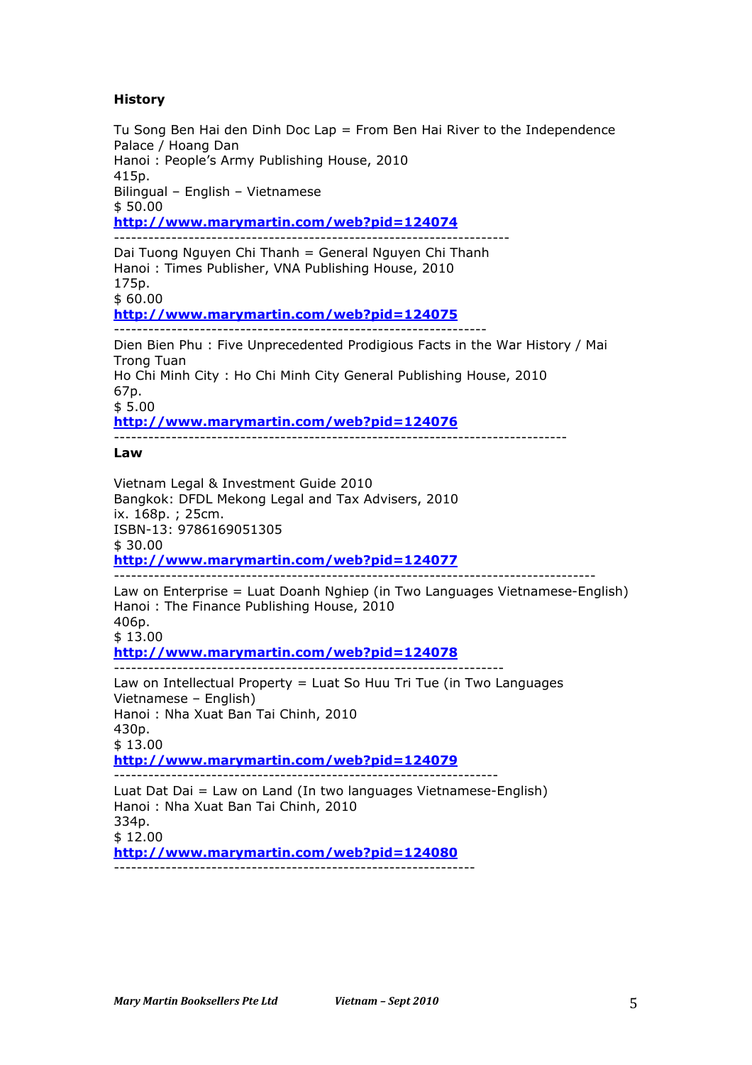**History**

Tu Song Ben Hai den Dinh Doc Lap = From Ben Hai River to the Independence Palace / Hoang Dan  
Hanoi : People's Army Publishing House, 2010  
415p.  
Bilingual – English – Vietnamese  
$ 50.00  
**http://www.marymartin.com/web?pid=124074**

---

Dai Tuong Nguyen Chi Thanh = General Nguyen Chi Thanh  
Hanoi : Times Publisher, VNA Publishing House, 2010  
175p.  
$ 60.00  
**http://www.marymartin.com/web?pid=124075**

---

Dien Bien Phu : Five Unprecedented Prodigious Facts in the War History / Mai Trong Tuan  
Ho Chi Minh City : Ho Chi Minh City General Publishing House, 2010  
67p.  
$ 5.00  
**http://www.marymartin.com/web?pid=124076**

---

**Law**

Vietnam Legal & Investment Guide 2010  
Bangkok: DFDL Mekong Legal and Tax Advisers, 2010  
ix. 168p. ; 25cm.  
ISBN-13: 9786169051305  
$ 30.00  
**http://www.marymartin.com/web?pid=124077**

---

Law on Enterprise = Luat Doanh Nghiep (in Two Languages Vietnamese-English)  
Hanoi : The Finance Publishing House, 2010  
406p.  
$ 13.00  
**http://www.marymartin.com/web?pid=124078**

---

Law on Intellectual Property = Luat So Huu Tri Tue (in Two Languages Vietnamese – English)  
Hanoi : Nha Xuat Ban Tai Chinh, 2010  
430p.  
$ 13.00  
**http://www.marymartin.com/web?pid=124079**

---

Luat Dat Dai = Law on Land (In two languages Vietnamese-English)  
Hanoi : Nha Xuat Ban Tai Chinh, 2010  
334p.  
$ 12.00  
**http://www.marymartin.com/web?pid=124080**

---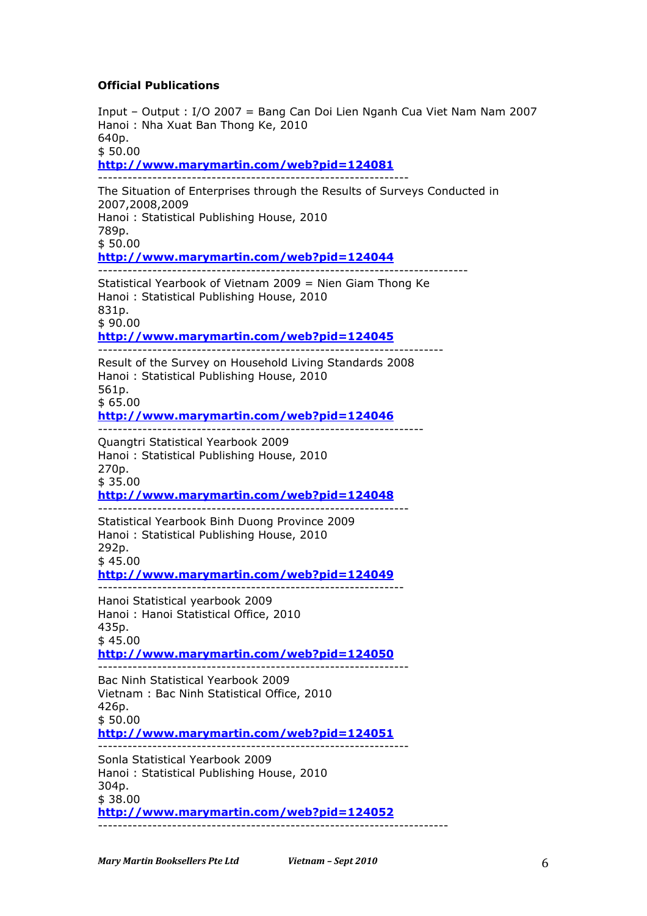**Official Publications**

Input – Output : I/O 2007 = Bang Can Doi Lien Nganh Cua Viet Nam Nam 2007  
Hanoi : Nha Xuat Ban Thong Ke, 2010  
640p.  
$ 50.00  
**http://www.marymartin.com/web?pid=124081**

---

The Situation of Enterprises through the Results of Surveys Conducted in 2007,2008,2009  
Hanoi : Statistical Publishing House, 2010  
789p.  
$ 50.00  
**http://www.marymartin.com/web?pid=124044**

---

Statistical Yearbook of Vietnam 2009 = Nien Giam Thong Ke  
Hanoi : Statistical Publishing House, 2010  
831p.  
$ 90.00  
**http://www.marymartin.com/web?pid=124045**

---

Result of the Survey on Household Living Standards 2008  
Hanoi : Statistical Publishing House, 2010  
561p.  
$ 65.00  
**http://www.marymartin.com/web?pid=124046**

---

Quangtri Statistical Yearbook 2009  
Hanoi : Statistical Publishing House, 2010  
270p.  
$ 35.00  
**http://www.marymartin.com/web?pid=124048**

---

Statistical Yearbook Binh Duong Province 2009  
Hanoi : Statistical Publishing House, 2010  
292p.  
$ 45.00  
**http://www.marymartin.com/web?pid=124049**

---

Hanoi Statistical yearbook 2009  
Hanoi : Hanoi Statistical Office, 2010  
435p.  
$ 45.00  
**http://www.marymartin.com/web?pid=124050**

---

Bac Ninh Statistical Yearbook 2009  
Vietnam : Bac Ninh Statistical Office, 2010  
426p.  
$ 50.00  
**http://www.marymartin.com/web?pid=124051**

---

Sonla Statistical Yearbook 2009  
Hanoi : Statistical Publishing House, 2010  
304p.  
$ 38.00  
**http://www.marymartin.com/web?pid=124052**

---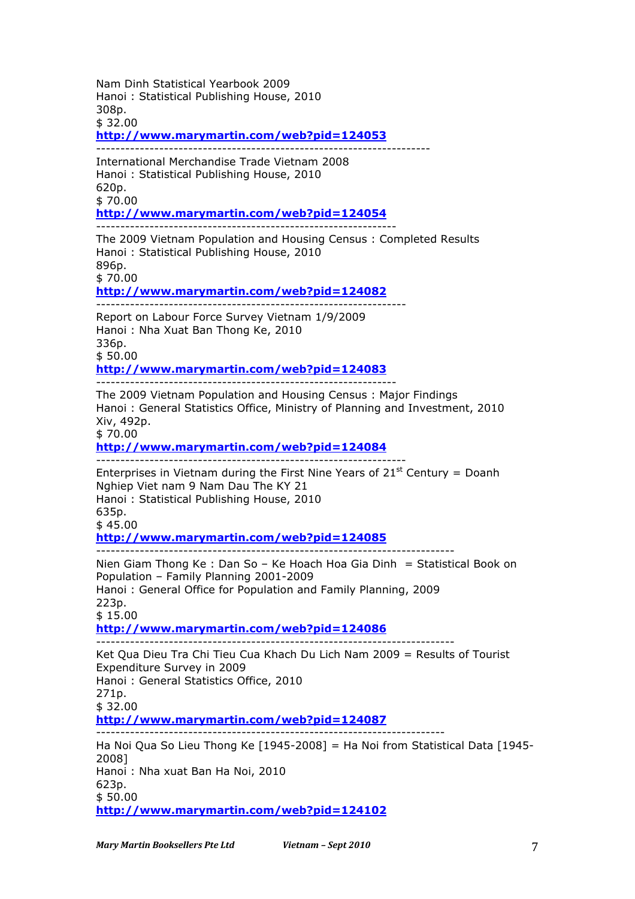Nam Dinh Statistical Yearbook 2009
Hanoi : Statistical Publishing House, 2010
308p.
$ 32.00
**http://www.marymartin.com/web?pid=124053**

---

International Merchandise Trade Vietnam 2008
Hanoi : Statistical Publishing House, 2010
620p.
$ 70.00
**http://www.marymartin.com/web?pid=124054**

---

The 2009 Vietnam Population and Housing Census : Completed Results
Hanoi : Statistical Publishing House, 2010
896p.
$ 70.00
**http://www.marymartin.com/web?pid=124082**

---

Report on Labour Force Survey Vietnam 1/9/2009
Hanoi : Nha Xuat Ban Thong Ke, 2010
336p.
$ 50.00
**http://www.marymartin.com/web?pid=124083**

---

The 2009 Vietnam Population and Housing Census : Major Findings
Hanoi : General Statistics Office, Ministry of Planning and Investment, 2010
Xiv, 492p.
$ 70.00
**http://www.marymartin.com/web?pid=124084**

---

Enterprises in Vietnam during the First Nine Years of 21st Century = Doanh Nghiep Viet nam 9 Nam Dau The KY 21
Hanoi : Statistical Publishing House, 2010
635p.
$ 45.00
**http://www.marymartin.com/web?pid=124085**

---

Nien Giam Thong Ke : Dan So – Ke Hoach Hoa Gia Dinh = Statistical Book on Population – Family Planning 2001-2009
Hanoi : General Office for Population and Family Planning, 2009
223p.
$ 15.00
**http://www.marymartin.com/web?pid=124086**

---

Ket Qua Dieu Tra Chi Tieu Cua Khach Du Lich Nam 2009 = Results of Tourist Expenditure Survey in 2009
Hanoi : General Statistics Office, 2010
271p.
$ 32.00
**http://www.marymartin.com/web?pid=124087**

---

Ha Noi Qua So Lieu Thong Ke [1945-2008] = Ha Noi from Statistical Data [1945-2008]
Hanoi : Nha xuat Ban Ha Noi, 2010
623p.
$ 50.00
**http://www.marymartin.com/web?pid=124102**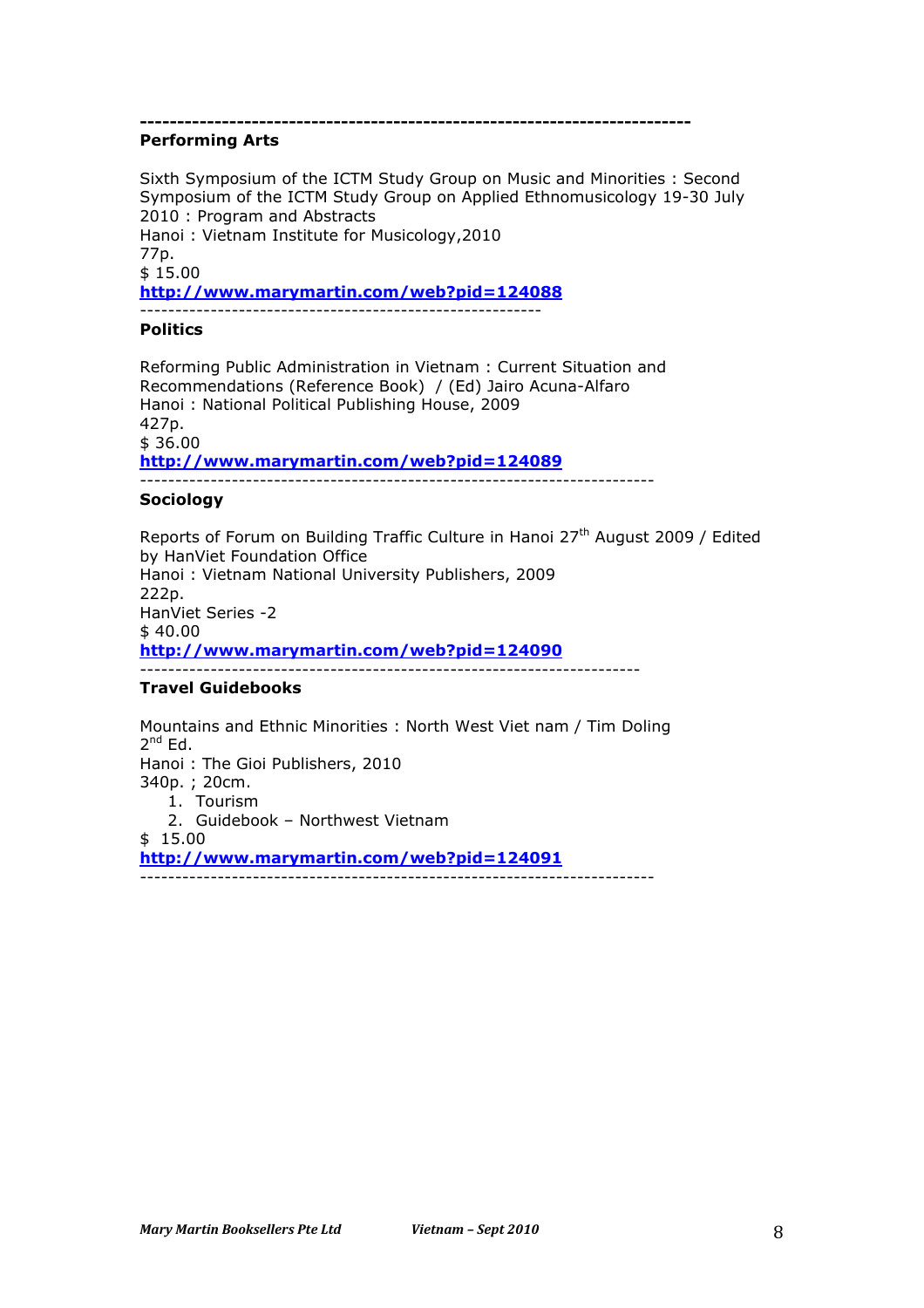---

**Performing Arts**

Sixth Symposium of the ICTM Study Group on Music and Minorities : Second Symposium of the ICTM Study Group on Applied Ethnomusicology 19-30 July 2010 : Program and Abstracts
Hanoi : Vietnam Institute for Musicology,2010
77p.
$ 15.00
**http://www.marymartin.com/web?pid=124088**

---

**Politics**

Reforming Public Administration in Vietnam : Current Situation and Recommendations (Reference Book) / (Ed) Jairo Acuna-Alfaro
Hanoi : National Political Publishing House, 2009
427p.
$ 36.00
**http://www.marymartin.com/web?pid=124089**

---

**Sociology**

Reports of Forum on Building Traffic Culture in Hanoi 27th August 2009 / Edited by HanViet Foundation Office
Hanoi : Vietnam National University Publishers, 2009
222p.
HanViet Series -2
$ 40.00
**http://www.marymartin.com/web?pid=124090**

---

**Travel Guidebooks**

Mountains and Ethnic Minorities : North West Viet nam / Tim Doling
2nd Ed.
Hanoi : The Gioi Publishers, 2010
340p. ; 20cm.

1. Tourism
2. Guidebook – Northwest Vietnam

$ 15.00
**http://www.marymartin.com/web?pid=124091**

---